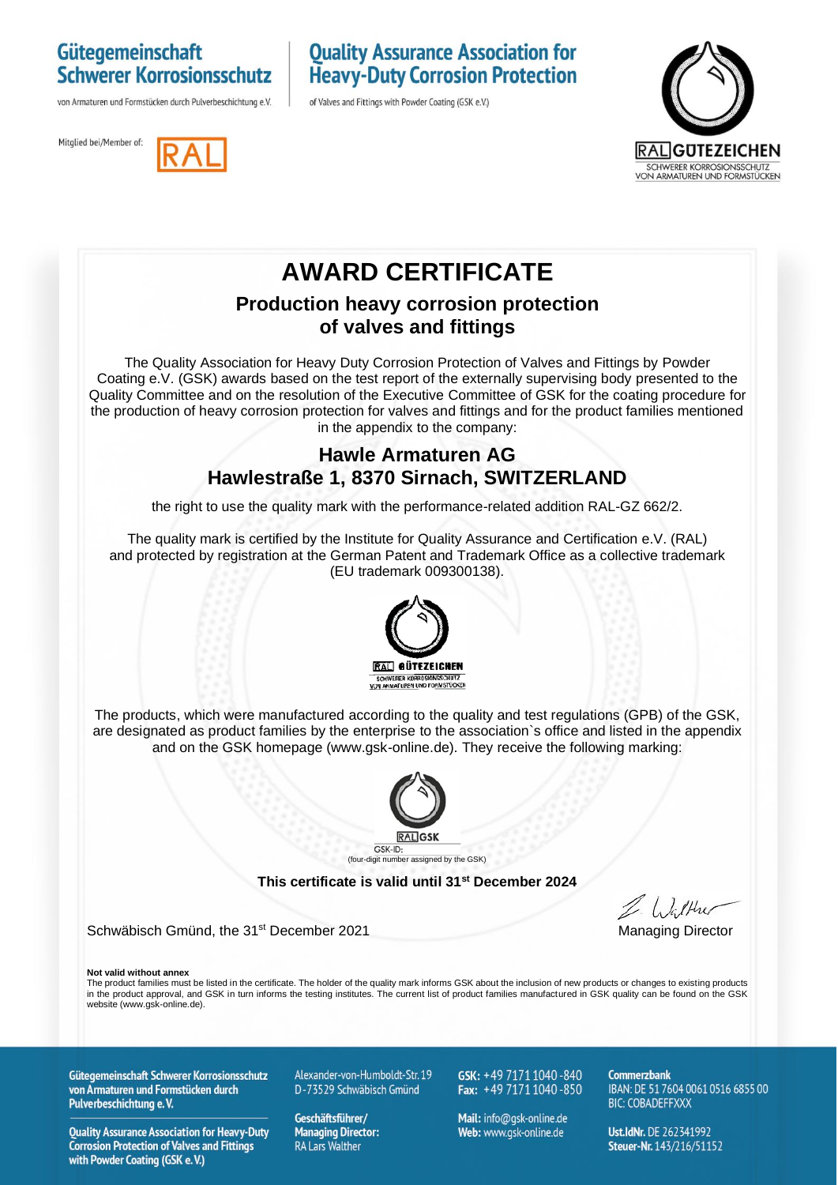**Gütegemeinschaft Schwerer Korrosionsschutz**
von Armaturen und Formstücken durch Pulverbeschichtung e.V.

**Quality Assurance Association for Heavy-Duty Corrosion Protection**
of Valves and Fittings with Powder Coating (GSK e.V.)

Mitglied bei/Member of: RAL

RAL GÜTEZEICHEN
SCHWERER KORROSIONSSCHUTZ VON ARMATUREN UND FORMSTÜCKEN

# AWARD CERTIFICATE

## Production heavy corrosion protection of valves and fittings

The Quality Association for Heavy Duty Corrosion Protection of Valves and Fittings by Powder Coating e.V. (GSK) awards based on the test report of the externally supervising body presented to the Quality Committee and on the resolution of the Executive Committee of GSK for the coating procedure for the production of heavy corrosion protection for valves and fittings and for the product families mentioned in the appendix to the company:

## Hawle Armaturen AG
## Hawlestraße 1, 8370 Sirnach, SWITZERLAND

the right to use the quality mark with the performance-related addition RAL-GZ 662/2.

The quality mark is certified by the Institute for Quality Assurance and Certification e.V. (RAL) and protected by registration at the German Patent and Trademark Office as a collective trademark (EU trademark 009300138).

RAL GÜTEZEICHEN
SCHWERER KORROSIONSSCHUTZ VON ARMATUREN UND FORMSTÜCKEN

The products, which were manufactured according to the quality and test regulations (GPB) of the GSK, are designated as product families by the enterprise to the association`s office and listed in the appendix and on the GSK homepage (www.gsk-online.de). They receive the following marking:

RAL GSK
GSK-ID:
(four-digit number assigned by the GSK)

**This certificate is valid until 31st December 2024**

Schwäbisch Gmünd, the 31st December 2021

Managing Director

**Not valid without annex**
The product families must be listed in the certificate. The holder of the quality mark informs GSK about the inclusion of new products or changes to existing products in the product approval, and GSK in turn informs the testing institutes. The current list of product families manufactured in GSK quality can be found on the GSK website (www.gsk-online.de).

**Gütegemeinschaft Schwerer Korrosionsschutz von Armaturen und Formstücken durch Pulverbeschichtung e. V.**

**Quality Assurance Association for Heavy-Duty Corrosion Protection of Valves and Fittings with Powder Coating (GSK e. V.)**

Alexander-von-Humboldt-Str. 19
D-73529 Schwäbisch Gmünd

**Geschäftsführer/ Managing Director:** RA Lars Walther

**GSK:** +49 7171 1040 -840
**Fax:** +49 7171 1040 -850

**Mail:** info@gsk-online.de
**Web:** www.gsk-online.de

**Commerzbank**
IBAN: DE 51 7604 0061 0516 6855 00
BIC: COBADEFFXXX

**Ust.IdNr.** DE 262341992
**Steuer-Nr.** 143/216/51152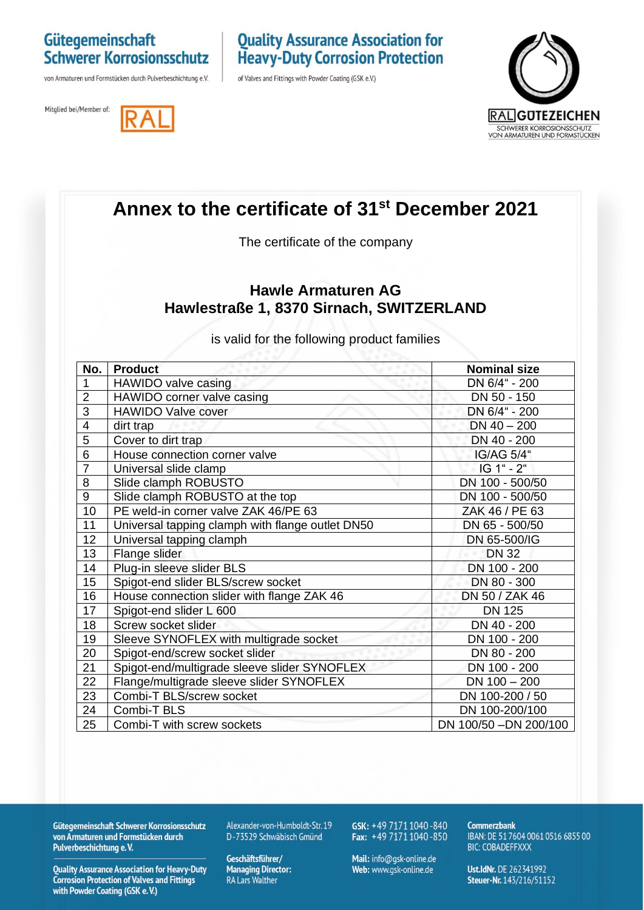# Annex to the certificate of 31st December 2021

The certificate of the company

**Hawle Armaturen AG**
**Hawlestraße 1, 8370 Sirnach, SWITZERLAND**

is valid for the following product families

| No. | Product | Nominal size |
|---|---|---|
| 1 | HAWIDO valve casing | DN 6/4“ - 200 |
| 2 | HAWIDO corner valve casing | DN 50 - 150 |
| 3 | HAWIDO Valve cover | DN 6/4“ - 200 |
| 4 | dirt trap | DN 40 – 200 |
| 5 | Cover to dirt trap | DN 40 - 200 |
| 6 | House connection corner valve | IG/AG 5/4“ |
| 7 | Universal slide clamp | IG 1“ - 2“ |
| 8 | Slide clamph ROBUSTO | DN 100 - 500/50 |
| 9 | Slide clamph ROBUSTO at the top | DN 100 - 500/50 |
| 10 | PE weld-in corner valve ZAK 46/PE 63 | ZAK 46 / PE 63 |
| 11 | Universal tapping clamph with flange outlet DN50 | DN 65 - 500/50 |
| 12 | Universal tapping clamph | DN 65-500/IG |
| 13 | Flange slider | DN 32 |
| 14 | Plug-in sleeve slider BLS | DN 100 - 200 |
| 15 | Spigot-end slider BLS/screw socket | DN 80 - 300 |
| 16 | House connection slider with flange ZAK 46 | DN 50 / ZAK 46 |
| 17 | Spigot-end slider L 600 | DN 125 |
| 18 | Screw socket slider | DN 40 - 200 |
| 19 | Sleeve SYNOFLEX with multigrade socket | DN 100 - 200 |
| 20 | Spigot-end/screw socket slider | DN 80 - 200 |
| 21 | Spigot-end/multigrade sleeve slider SYNOFLEX | DN 100 - 200 |
| 22 | Flange/multigrade sleeve slider SYNOFLEX | DN 100 – 200 |
| 23 | Combi-T BLS/screw socket | DN 100-200 / 50 |
| 24 | Combi-T BLS | DN 100-200/100 |
| 25 | Combi-T with screw sockets | DN 100/50 –DN 200/100 |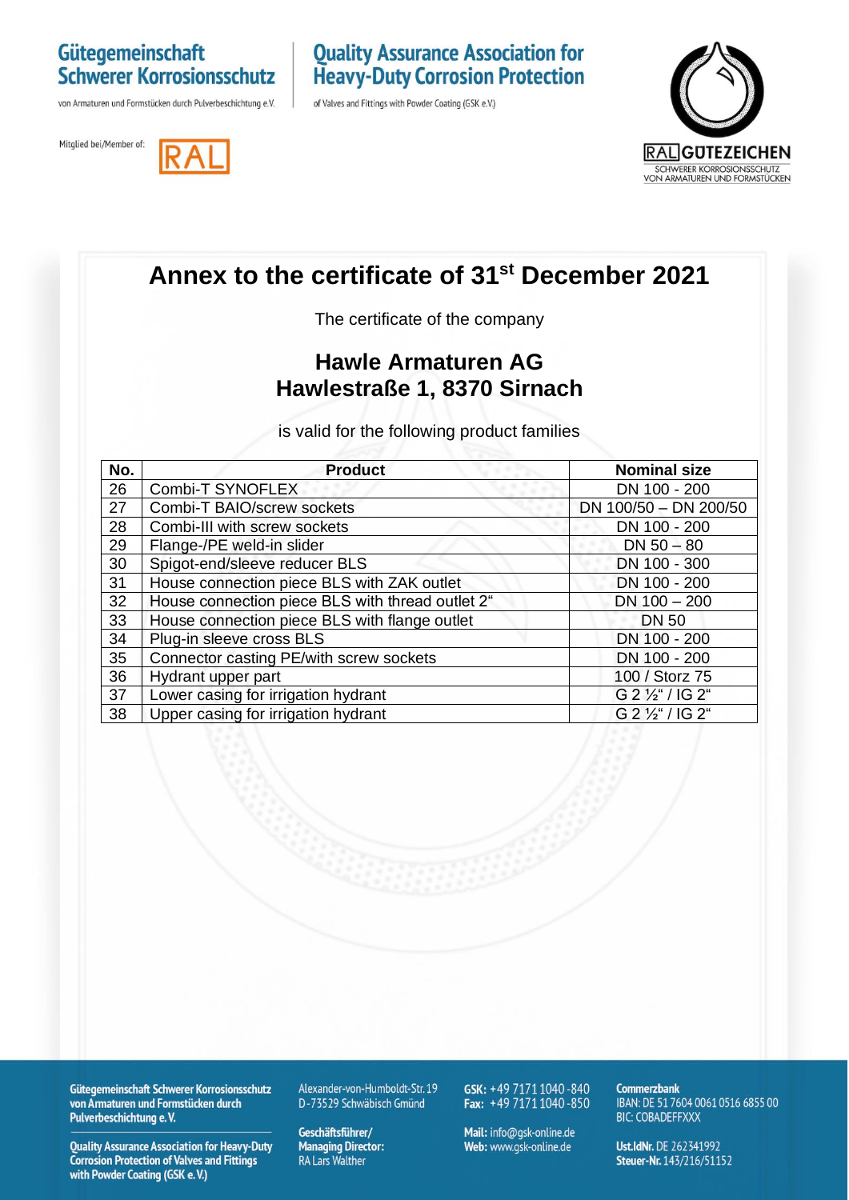# Annex to the certificate of 31st December 2021

The certificate of the company

## Hawle Armaturen AG
## Hawlestraße 1, 8370 Sirnach

is valid for the following product families

| No. | Product | Nominal size |
|---|---|---|
| 26 | Combi-T SYNOFLEX | DN 100 - 200 |
| 27 | Combi-T BAIO/screw sockets | DN 100/50 – DN 200/50 |
| 28 | Combi-III with screw sockets | DN 100 - 200 |
| 29 | Flange-/PE weld-in slider | DN 50 – 80 |
| 30 | Spigot-end/sleeve reducer BLS | DN 100 - 300 |
| 31 | House connection piece BLS with ZAK outlet | DN 100 - 200 |
| 32 | House connection piece BLS with thread outlet 2“ | DN 100 – 200 |
| 33 | House connection piece BLS with flange outlet | DN 50 |
| 34 | Plug-in sleeve cross BLS | DN 100 - 200 |
| 35 | Connector casting PE/with screw sockets | DN 100 - 200 |
| 36 | Hydrant upper part | 100 / Storz 75 |
| 37 | Lower casing for irrigation hydrant | G 2 ½“ / IG 2“ |
| 38 | Upper casing for irrigation hydrant | G 2 ½“ / IG 2“ |